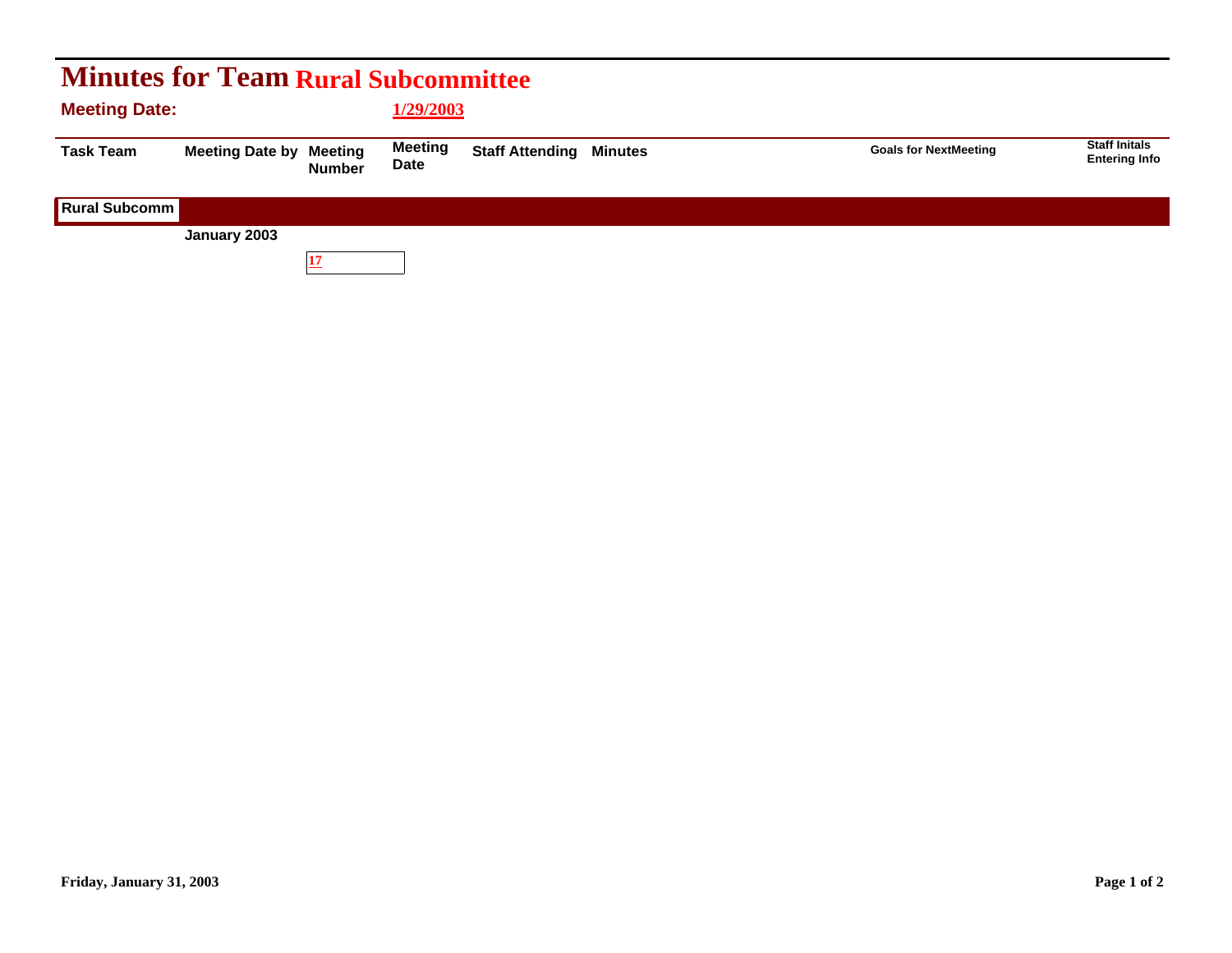# Minutes for Team Rural Subcommittee

**Meeting Date:** 1/29/2003

| Task Team | Meeting Date by | Meeting Number | Meeting Date | Staff Attending | Minutes | Goals for NextMeeting | Staff Initals Entering Info |
|---|---|---|---|---|---|---|---|
| **Rural Subcomm** | | | | | | | |
| | **January 2003** | | | | | | |
| | | 17 | | | | | |

Friday, January 31, 2003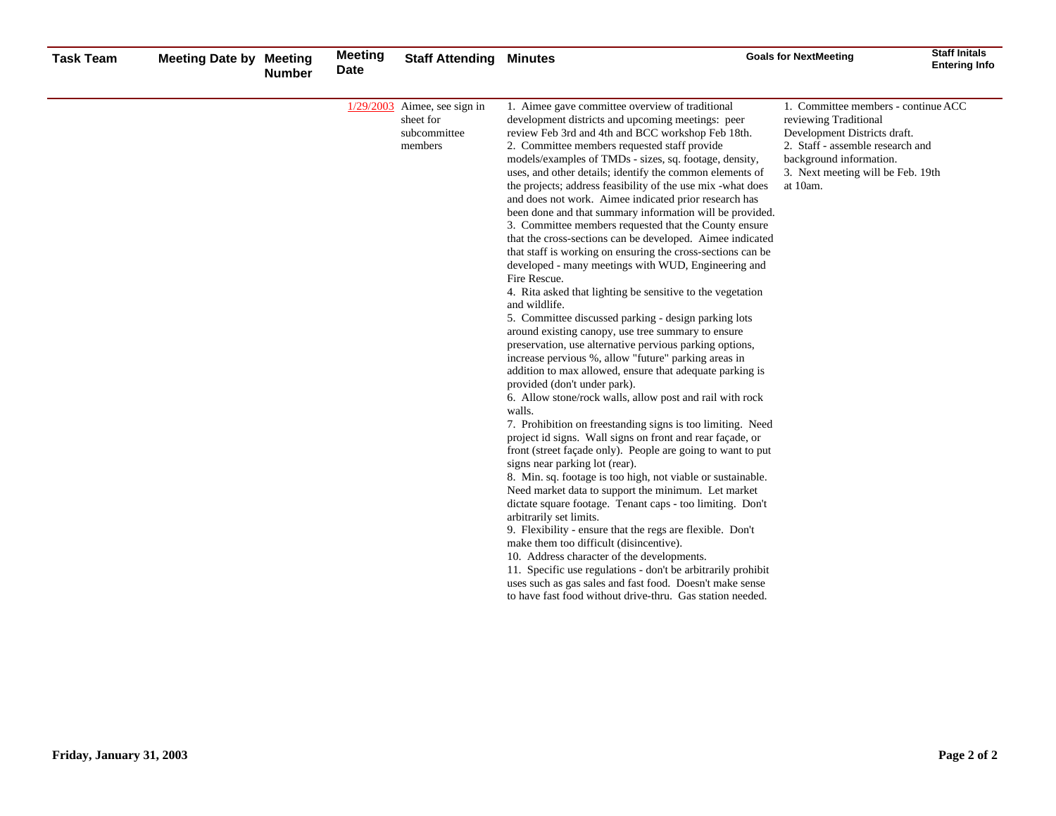| Task Team | Meeting Date by | Meeting Number | Meeting Date | Staff Attending | Minutes | Goals for NextMeeting | Staff Initals Entering Info |
|---|---|---|---|---|---|---|---|
| | | | 1/29/2003 | Aimee, see sign in sheet for subcommittee members | 1. Aimee gave committee overview of traditional development districts and upcoming meetings: peer review Feb 3rd and 4th and BCC workshop Feb 18th.<br>2. Committee members requested staff provide models/examples of TMDs - sizes, sq. footage, density, uses, and other details; identify the common elements of the projects; address feasibility of the use mix -what does and does not work. Aimee indicated prior research has been done and that summary information will be provided.<br>3. Committee members requested that the County ensure that the cross-sections can be developed. Aimee indicated that staff is working on ensuring the cross-sections can be developed - many meetings with WUD, Engineering and Fire Rescue.<br>4. Rita asked that lighting be sensitive to the vegetation and wildlife.<br>5. Committee discussed parking - design parking lots around existing canopy, use tree summary to ensure preservation, use alternative pervious parking options, increase pervious %, allow "future" parking areas in addition to max allowed, ensure that adequate parking is provided (don't under park).<br>6. Allow stone/rock walls, allow post and rail with rock walls.<br>7. Prohibition on freestanding signs is too limiting. Need project id signs. Wall signs on front and rear façade, or front (street façade only). People are going to want to put signs near parking lot (rear).<br>8. Min. sq. footage is too high, not viable or sustainable. Need market data to support the minimum. Let market dictate square footage. Tenant caps - too limiting. Don't arbitrarily set limits.<br>9. Flexibility - ensure that the regs are flexible. Don't make them too difficult (disincentive).<br>10. Address character of the developments.<br>11. Specific use regulations - don't be arbitrarily prohibit uses such as gas sales and fast food. Doesn't make sense to have fast food without drive-thru. Gas station needed. | 1. Committee members - continue reviewing Traditional Development Districts draft.<br>2. Staff - assemble research and background information.<br>3. Next meeting will be Feb. 19th at 10am. | ACC |

Friday, January 31, 2003